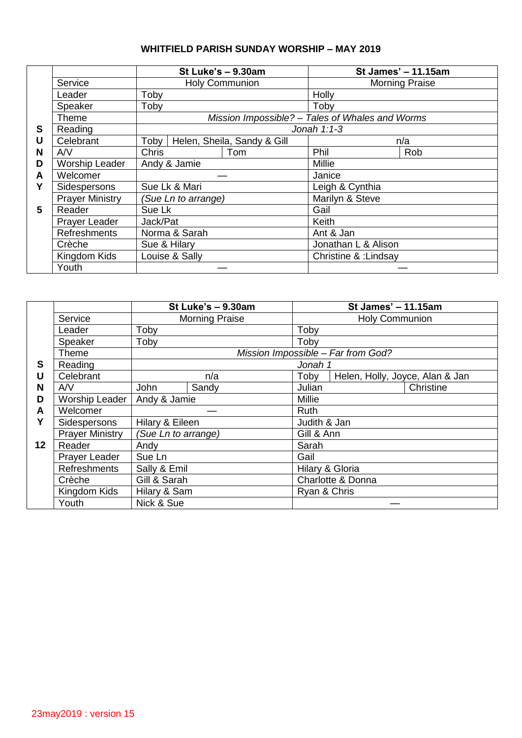# WHITFIELD PARISH SUNDAY WORSHIP – MAY 2019

| | | St Luke's – 9.30am | | St James' – 11.15am | |
|---|---|---|---|---|---|
| SUNDAY 5 | Service | Holy Communion | | Morning Praise | |
| | Leader | Toby | | Holly | |
| | Speaker | Toby | | Toby | |
| | Theme | *Mission Impossible? – Tales of Whales and Worms* | | | |
| | Reading | *Jonah 1:1-3* | | | |
| | Celebrant | Toby | Helen, Sheila, Sandy & Gill | n/a | |
| | A/V | Chris | Tom | Phil | Rob |
| | Worship Leader | Andy & Jamie | | Millie | |
| | Welcomer | — | | Janice | |
| | Sidespersons | Sue Lk & Mari | | Leigh & Cynthia | |
| | Prayer Ministry | *(Sue Ln to arrange)* | | Marilyn & Steve | |
| | Reader | Sue Lk | | Gail | |
| | Prayer Leader | Jack/Pat | | Keith | |
| | Refreshments | Norma & Sarah | | Ant & Jan | |
| | Crèche | Sue & Hilary | | Jonathan L & Alison | |
| | Kingdom Kids | Louise & Sally | | Christine & :Lindsay | |
| | Youth | — | | — | |

| | | St Luke's – 9.30am | | St James' – 11.15am | |
|---|---|---|---|---|---|
| SUNDAY 12 | Service | Morning Praise | | Holy Communion | |
| | Leader | Toby | | Toby | |
| | Speaker | Toby | | Toby | |
| | Theme | *Mission Impossible – Far from God?* | | | |
| | Reading | *Jonah 1* | | | |
| | Celebrant | n/a | | Toby | Helen, Holly, Joyce, Alan & Jan |
| | A/V | John | Sandy | Julian | Christine |
| | Worship Leader | Andy & Jamie | | Millie | |
| | Welcomer | — | | Ruth | |
| | Sidespersons | Hilary & Eileen | | Judith & Jan | |
| | Prayer Ministry | *(Sue Ln to arrange)* | | Gill & Ann | |
| | Reader | Andy | | Sarah | |
| | Prayer Leader | Sue Ln | | Gail | |
| | Refreshments | Sally & Emil | | Hilary & Gloria | |
| | Crèche | Gill & Sarah | | Charlotte & Donna | |
| | Kingdom Kids | Hilary & Sam | | Ryan & Chris | |
| | Youth | Nick & Sue | | — | |

23may2019 : version 15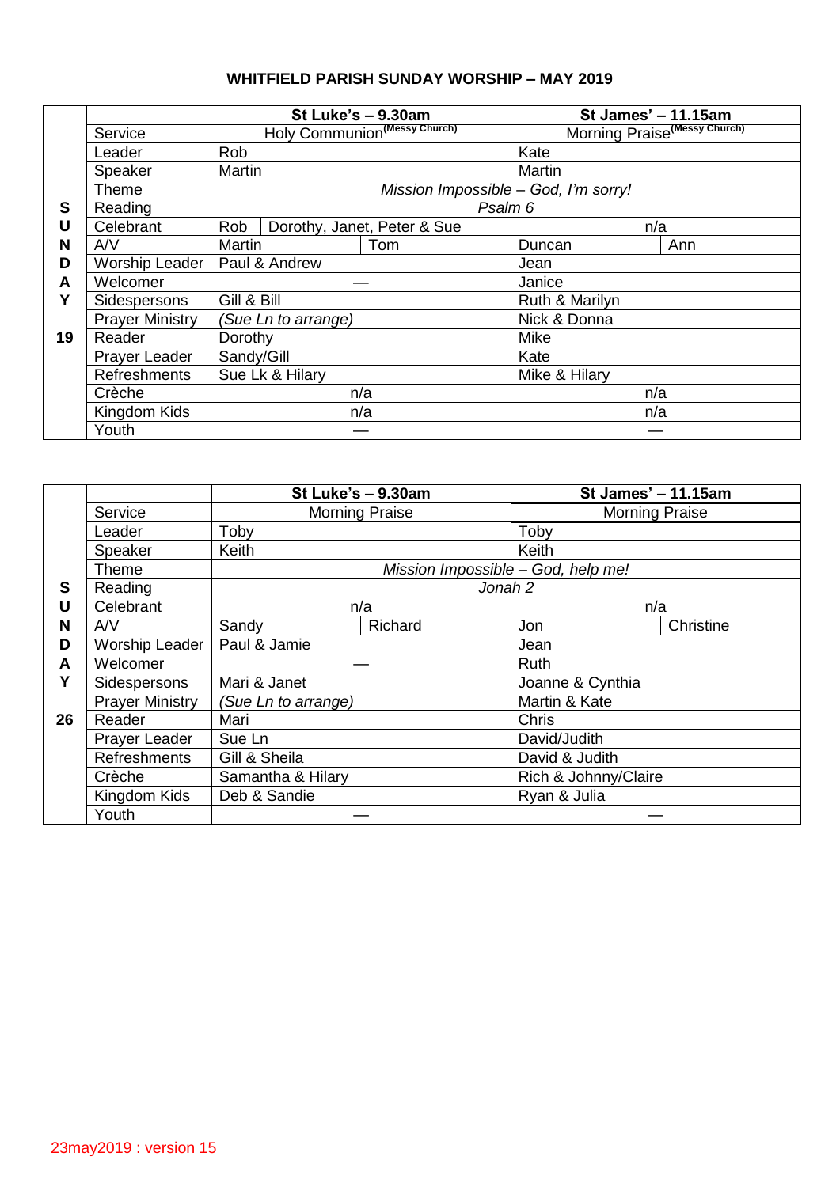**WHITFIELD PARISH SUNDAY WORSHIP – MAY 2019**

| | | St Luke's – 9.30am | | St James' – 11.15am | |
|---|---|---|---|---|---|
| **SUNDAY 19** | Service | Holy Communion(Messy Church) | | Morning Praise(Messy Church) | |
| | Leader | Rob | | Kate | |
| | Speaker | Martin | | Martin | |
| | Theme | *Mission Impossible – God, I'm sorry!* | | | |
| | Reading | *Psalm 6* | | | |
| | Celebrant | Rob | Dorothy, Janet, Peter & Sue | n/a | |
| | A/V | Martin | Tom | Duncan | Ann |
| | Worship Leader | Paul & Andrew | | Jean | |
| | Welcomer | — | | Janice | |
| | Sidespersons | Gill & Bill | | Ruth & Marilyn | |
| | Prayer Ministry | *(Sue Ln to arrange)* | | Nick & Donna | |
| | Reader | Dorothy | | Mike | |
| | Prayer Leader | Sandy/Gill | | Kate | |
| | Refreshments | Sue Lk & Hilary | | Mike & Hilary | |
| | Crèche | n/a | | n/a | |
| | Kingdom Kids | n/a | | n/a | |
| | Youth | — | | — | |

| | | St Luke's – 9.30am | | St James' – 11.15am | |
|---|---|---|---|---|---|
| **SUNDAY 26** | Service | Morning Praise | | Morning Praise | |
| | Leader | Toby | | Toby | |
| | Speaker | Keith | | Keith | |
| | Theme | *Mission Impossible – God, help me!* | | | |
| | Reading | *Jonah 2* | | | |
| | Celebrant | n/a | | n/a | |
| | A/V | Sandy | Richard | Jon | Christine |
| | Worship Leader | Paul & Jamie | | Jean | |
| | Welcomer | — | | Ruth | |
| | Sidespersons | Mari & Janet | | Joanne & Cynthia | |
| | Prayer Ministry | *(Sue Ln to arrange)* | | Martin & Kate | |
| | Reader | Mari | | Chris | |
| | Prayer Leader | Sue Ln | | David/Judith | |
| | Refreshments | Gill & Sheila | | David & Judith | |
| | Crèche | Samantha & Hilary | | Rich & Johnny/Claire | |
| | Kingdom Kids | Deb & Sandie | | Ryan & Julia | |
| | Youth | — | | — | |

23may2019 : version 15